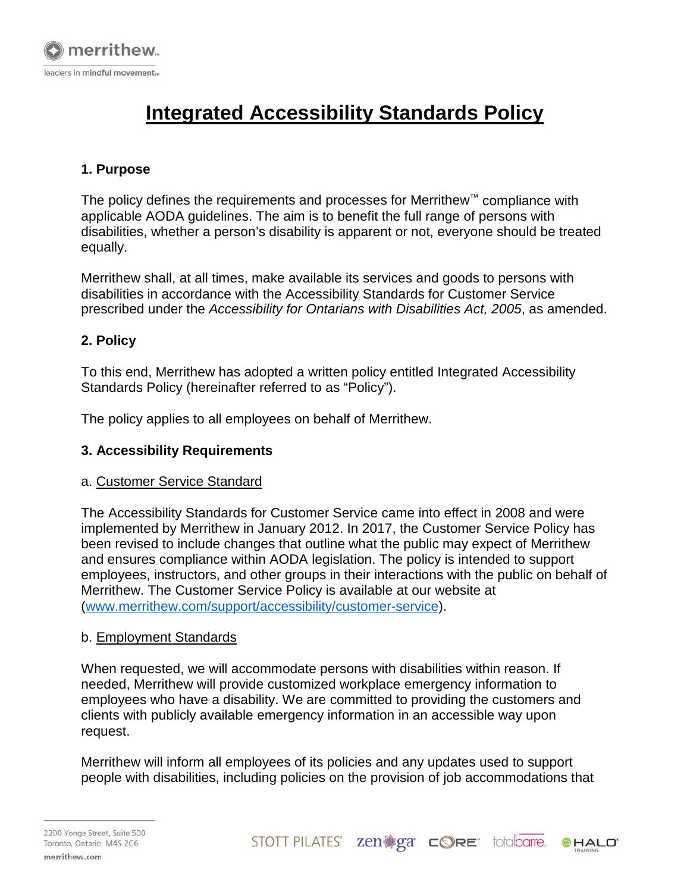# Integrated Accessibility Standards Policy

## 1. Purpose

The policy defines the requirements and processes for Merrithew™ compliance with applicable AODA guidelines. The aim is to benefit the full range of persons with disabilities, whether a person's disability is apparent or not, everyone should be treated equally.

Merrithew shall, at all times, make available its services and goods to persons with disabilities in accordance with the Accessibility Standards for Customer Service prescribed under the *Accessibility for Ontarians with Disabilities Act, 2005*, as amended.

## 2. Policy

To this end, Merrithew has adopted a written policy entitled Integrated Accessibility Standards Policy (hereinafter referred to as "Policy").

The policy applies to all employees on behalf of Merrithew.

## 3. Accessibility Requirements

### a. Customer Service Standard

The Accessibility Standards for Customer Service came into effect in 2008 and were implemented by Merrithew in January 2012. In 2017, the Customer Service Policy has been revised to include changes that outline what the public may expect of Merrithew and ensures compliance within AODA legislation. The policy is intended to support employees, instructors, and other groups in their interactions with the public on behalf of Merrithew. The Customer Service Policy is available at our website at (www.merrithew.com/support/accessibility/customer-service).

### b. Employment Standards

When requested, we will accommodate persons with disabilities within reason. If needed, Merrithew will provide customized workplace emergency information to employees who have a disability. We are committed to providing the customers and clients with publicly available emergency information in an accessible way upon request.

Merrithew will inform all employees of its policies and any updates used to support people with disabilities, including policies on the provision of job accommodations that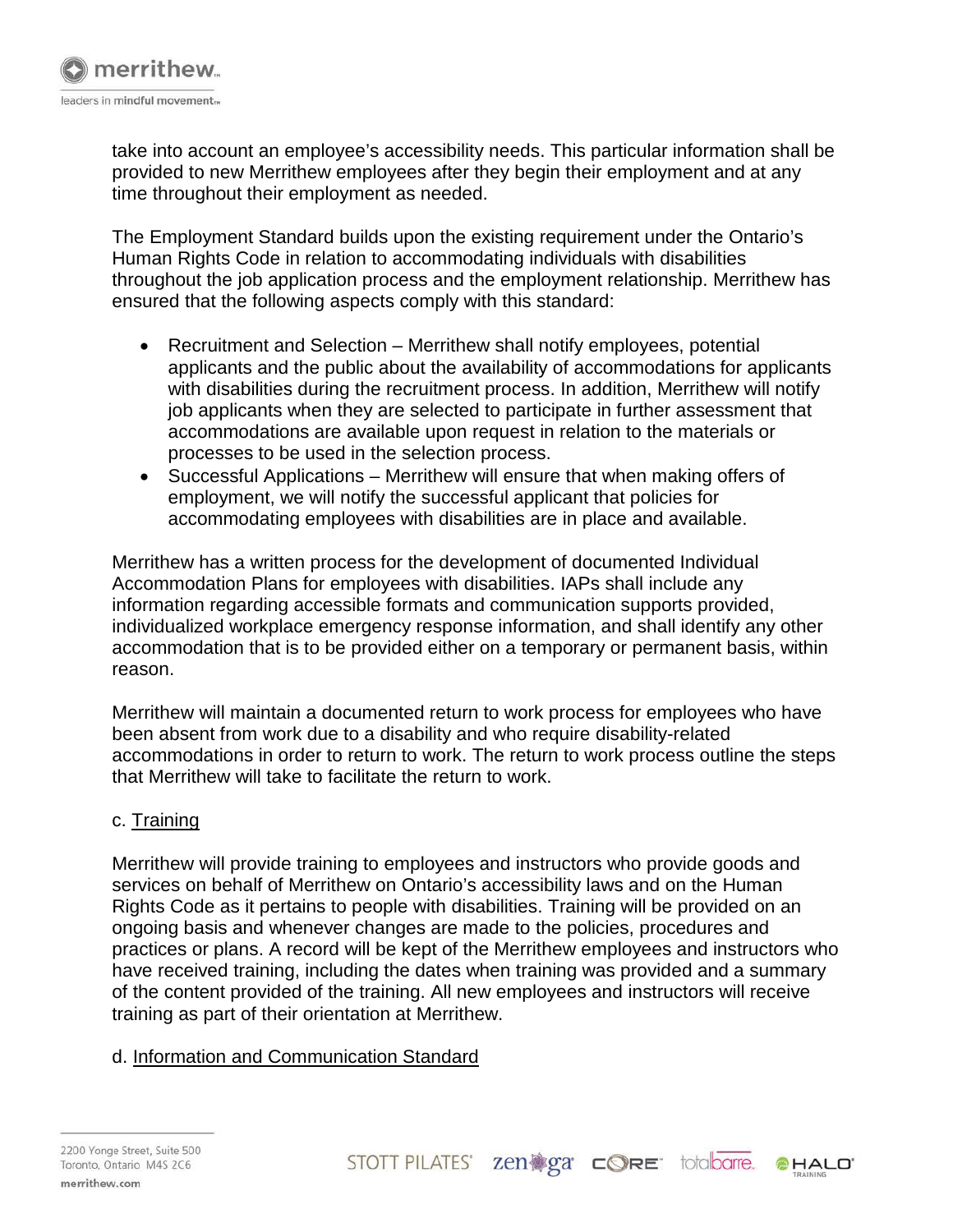take into account an employee's accessibility needs. This particular information shall be provided to new Merrithew employees after they begin their employment and at any time throughout their employment as needed.

The Employment Standard builds upon the existing requirement under the Ontario's Human Rights Code in relation to accommodating individuals with disabilities throughout the job application process and the employment relationship. Merrithew has ensured that the following aspects comply with this standard:

- Recruitment and Selection – Merrithew shall notify employees, potential applicants and the public about the availability of accommodations for applicants with disabilities during the recruitment process. In addition, Merrithew will notify job applicants when they are selected to participate in further assessment that accommodations are available upon request in relation to the materials or processes to be used in the selection process.
- Successful Applications – Merrithew will ensure that when making offers of employment, we will notify the successful applicant that policies for accommodating employees with disabilities are in place and available.

Merrithew has a written process for the development of documented Individual Accommodation Plans for employees with disabilities. IAPs shall include any information regarding accessible formats and communication supports provided, individualized workplace emergency response information, and shall identify any other accommodation that is to be provided either on a temporary or permanent basis, within reason.

Merrithew will maintain a documented return to work process for employees who have been absent from work due to a disability and who require disability-related accommodations in order to return to work. The return to work process outline the steps that Merrithew will take to facilitate the return to work.

c. Training

Merrithew will provide training to employees and instructors who provide goods and services on behalf of Merrithew on Ontario's accessibility laws and on the Human Rights Code as it pertains to people with disabilities. Training will be provided on an ongoing basis and whenever changes are made to the policies, procedures and practices or plans. A record will be kept of the Merrithew employees and instructors who have received training, including the dates when training was provided and a summary of the content provided of the training. All new employees and instructors will receive training as part of their orientation at Merrithew.

d. Information and Communication Standard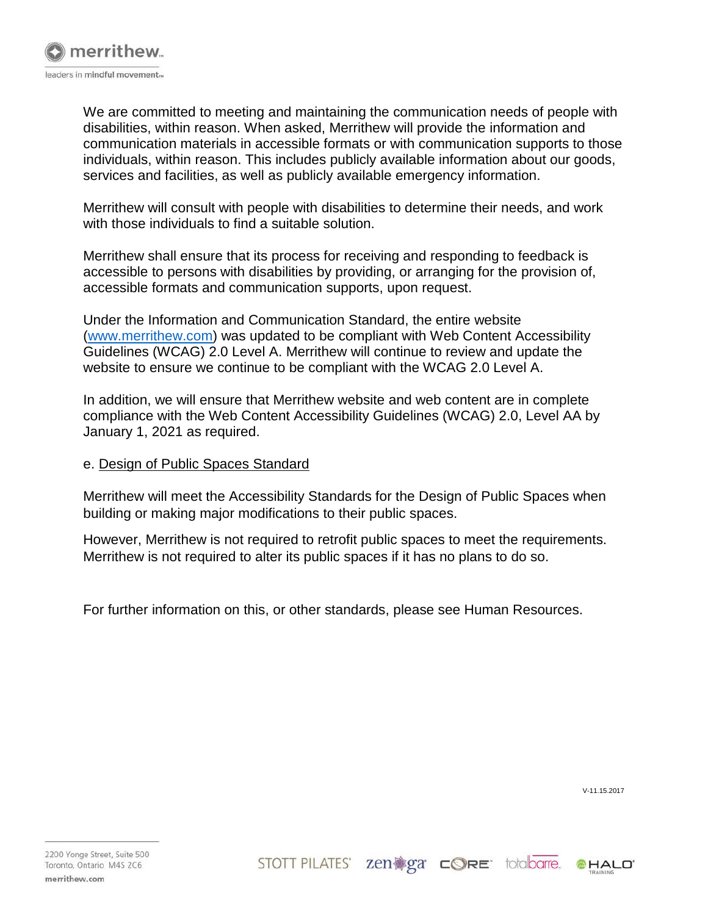We are committed to meeting and maintaining the communication needs of people with disabilities, within reason. When asked, Merrithew will provide the information and communication materials in accessible formats or with communication supports to those individuals, within reason. This includes publicly available information about our goods, services and facilities, as well as publicly available emergency information.

Merrithew will consult with people with disabilities to determine their needs, and work with those individuals to find a suitable solution.

Merrithew shall ensure that its process for receiving and responding to feedback is accessible to persons with disabilities by providing, or arranging for the provision of, accessible formats and communication supports, upon request.

Under the Information and Communication Standard, the entire website ([www.merrithew.com](http://www.merrithew.com)) was updated to be compliant with Web Content Accessibility Guidelines (WCAG) 2.0 Level A. Merrithew will continue to review and update the website to ensure we continue to be compliant with the WCAG 2.0 Level A.

In addition, we will ensure that Merrithew website and web content are in complete compliance with the Web Content Accessibility Guidelines (WCAG) 2.0, Level AA by January 1, 2021 as required.

e. Design of Public Spaces Standard

Merrithew will meet the Accessibility Standards for the Design of Public Spaces when building or making major modifications to their public spaces.

However, Merrithew is not required to retrofit public spaces to meet the requirements. Merrithew is not required to alter its public spaces if it has no plans to do so.

For further information on this, or other standards, please see Human Resources.

V-11.15.2017